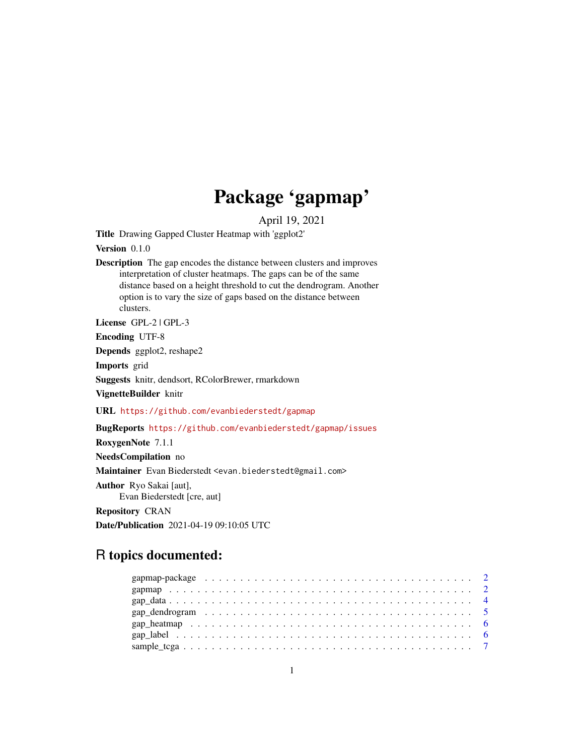# Package 'gapmap'

April 19, 2021

**Title** Drawing Gapped Cluster Heatmap with 'ggplot2'

**Version** 0.1.0

**Description** The gap encodes the distance between clusters and improves interpretation of cluster heatmaps. The gaps can be of the same distance based on a height threshold to cut the dendrogram. Another option is to vary the size of gaps based on the distance between clusters.

**License** GPL-2 | GPL-3

**Encoding** UTF-8

**Depends** ggplot2, reshape2

**Imports** grid

**Suggests** knitr, dendsort, RColorBrewer, rmarkdown

**VignetteBuilder** knitr

**URL** https://github.com/evanbiederstedt/gapmap

**BugReports** https://github.com/evanbiederstedt/gapmap/issues

**RoxygenNote** 7.1.1

**NeedsCompilation** no

**Maintainer** Evan Biederstedt <evan.biederstedt@gmail.com>

**Author** Ryo Sakai [aut],
Evan Biederstedt [cre, aut]

**Repository** CRAN

**Date/Publication** 2021-04-19 09:10:05 UTC

## R topics documented:

- gapmap-package . . . . . . . . . . . . . . . . . . . . . . . . . . . . . . . . . . . 2
- gapmap . . . . . . . . . . . . . . . . . . . . . . . . . . . . . . . . . . . . . . . . 2
- gap_data . . . . . . . . . . . . . . . . . . . . . . . . . . . . . . . . . . . . . . . 4
- gap_dendrogram . . . . . . . . . . . . . . . . . . . . . . . . . . . . . . . . . . . 5
- gap_heatmap . . . . . . . . . . . . . . . . . . . . . . . . . . . . . . . . . . . . . 6
- gap_label . . . . . . . . . . . . . . . . . . . . . . . . . . . . . . . . . . . . . . 6
- sample_tcga . . . . . . . . . . . . . . . . . . . . . . . . . . . . . . . . . . . . . 7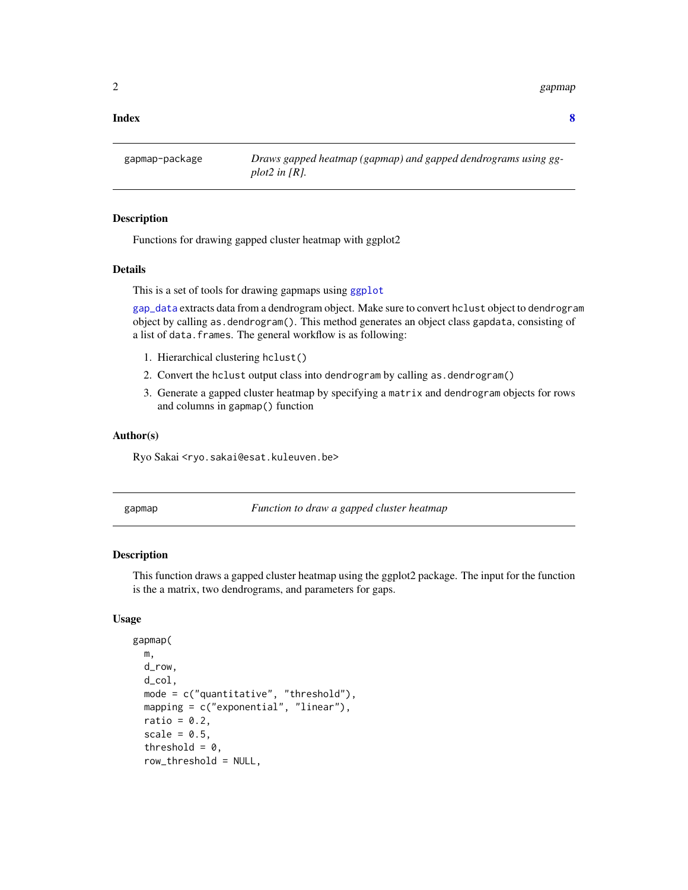**Index** **8**

---

`gapmap-package` *Draws gapped heatmap (gapmap) and gapped dendrograms using ggplot2 in [R].*

---

### Description

Functions for drawing gapped cluster heatmap with ggplot2

### Details

This is a set of tools for drawing gapmaps using `ggplot`

`gap_data` extracts data from a dendrogram object. Make sure to convert `hclust` object to `dendrogram` object by calling `as.dendrogram()`. This method generates an object class `gapdata`, consisting of a list of `data.frames`. The general workflow is as following:

1. Hierarchical clustering `hclust()`
2. Convert the `hclust` output class into `dendrogram` by calling `as.dendrogram()`
3. Generate a gapped cluster heatmap by specifying a `matrix` and `dendrogram` objects for rows and columns in `gapmap()` function

### Author(s)

Ryo Sakai <ryo.sakai@esat.kuleuven.be>

---

`gapmap` *Function to draw a gapped cluster heatmap*

---

### Description

This function draws a gapped cluster heatmap using the ggplot2 package. The input for the function is the a matrix, two dendrograms, and parameters for gaps.

### Usage

```
gapmap(
  m,
  d_row,
  d_col,
  mode = c("quantitative", "threshold"),
  mapping = c("exponential", "linear"),
  ratio = 0.2,
  scale = 0.5,
  threshold = 0,
  row_threshold = NULL,
```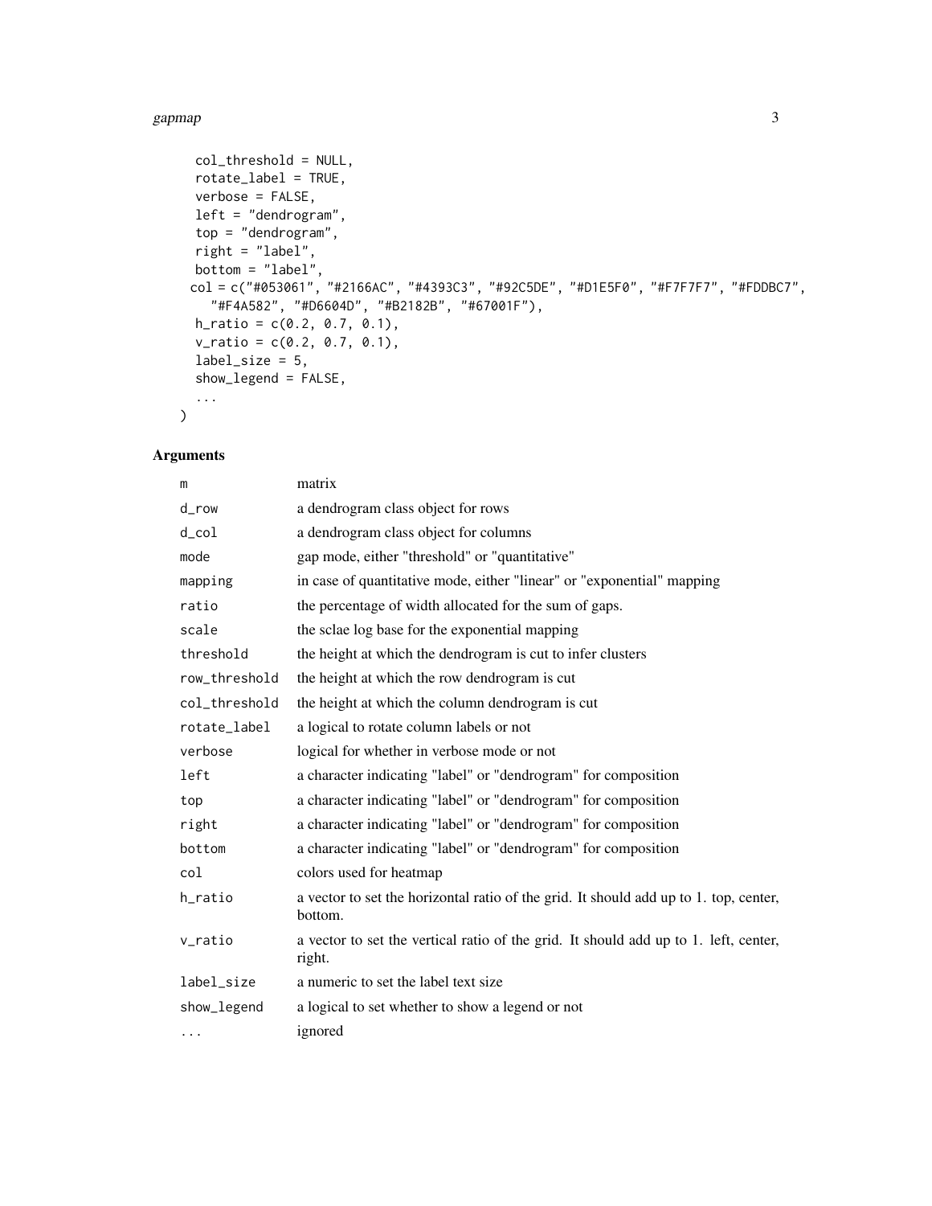```
  col_threshold = NULL,
  rotate_label = TRUE,
  verbose = FALSE,
  left = "dendrogram",
  top = "dendrogram",
  right = "label",
  bottom = "label",
  col = c("#053061", "#2166AC", "#4393C3", "#92C5DE", "#D1E5F0", "#F7F7F7", "#FDDBC7",
    "#F4A582", "#D6604D", "#B2182B", "#67001F"),
  h_ratio = c(0.2, 0.7, 0.1),
  v_ratio = c(0.2, 0.7, 0.1),
  label_size = 5,
  show_legend = FALSE,
  ...
)
```

## Arguments

| | |
|---|---|
| m | matrix |
| d_row | a dendrogram class object for rows |
| d_col | a dendrogram class object for columns |
| mode | gap mode, either "threshold" or "quantitative" |
| mapping | in case of quantitative mode, either "linear" or "exponential" mapping |
| ratio | the percentage of width allocated for the sum of gaps. |
| scale | the sclae log base for the exponential mapping |
| threshold | the height at which the dendrogram is cut to infer clusters |
| row_threshold | the height at which the row dendrogram is cut |
| col_threshold | the height at which the column dendrogram is cut |
| rotate_label | a logical to rotate column labels or not |
| verbose | logical for whether in verbose mode or not |
| left | a character indicating "label" or "dendrogram" for composition |
| top | a character indicating "label" or "dendrogram" for composition |
| right | a character indicating "label" or "dendrogram" for composition |
| bottom | a character indicating "label" or "dendrogram" for composition |
| col | colors used for heatmap |
| h_ratio | a vector to set the horizontal ratio of the grid. It should add up to 1. top, center, bottom. |
| v_ratio | a vector to set the vertical ratio of the grid. It should add up to 1. left, center, right. |
| label_size | a numeric to set the label text size |
| show_legend | a logical to set whether to show a legend or not |
| ... | ignored |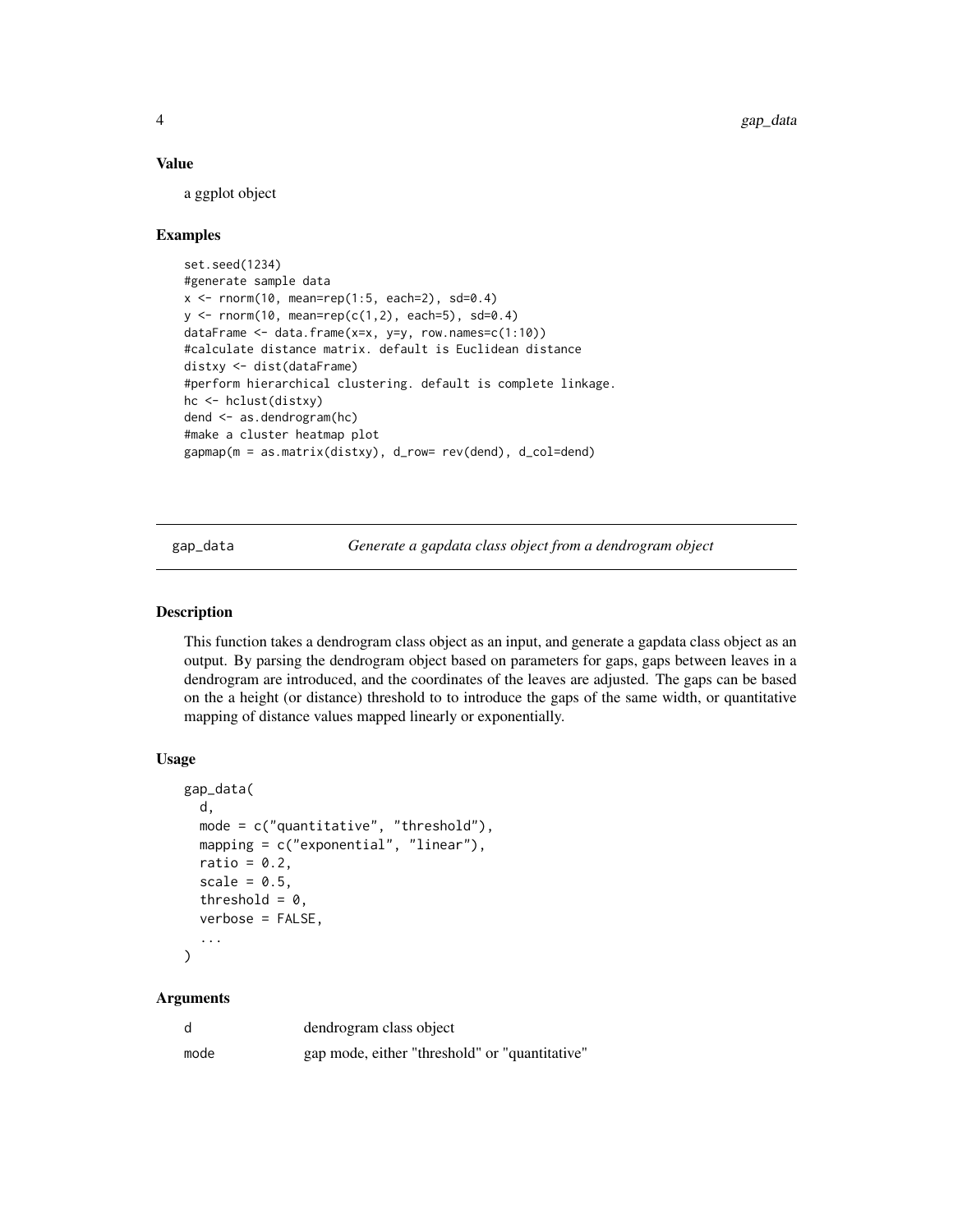### Value

a ggplot object

### Examples

```
set.seed(1234)
#generate sample data
x <- rnorm(10, mean=rep(1:5, each=2), sd=0.4)
y <- rnorm(10, mean=rep(c(1,2), each=5), sd=0.4)
dataFrame <- data.frame(x=x, y=y, row.names=c(1:10))
#calculate distance matrix. default is Euclidean distance
distxy <- dist(dataFrame)
#perform hierarchical clustering. default is complete linkage.
hc <- hclust(distxy)
dend <- as.dendrogram(hc)
#make a cluster heatmap plot
gapmap(m = as.matrix(distxy), d_row= rev(dend), d_col=dend)
```

---

## gap_data — *Generate a gapdata class object from a dendrogram object*

### Description

This function takes a dendrogram class object as an input, and generate a gapdata class object as an output. By parsing the dendrogram object based on parameters for gaps, gaps between leaves in a dendrogram are introduced, and the coordinates of the leaves are adjusted. The gaps can be based on the a height (or distance) threshold to to introduce the gaps of the same width, or quantitative mapping of distance values mapped linearly or exponentially.

### Usage

```
gap_data(
  d,
  mode = c("quantitative", "threshold"),
  mapping = c("exponential", "linear"),
  ratio = 0.2,
  scale = 0.5,
  threshold = 0,
  verbose = FALSE,
  ...
)
```

### Arguments

| | |
|---|---|
| d | dendrogram class object |
| mode | gap mode, either "threshold" or "quantitative" |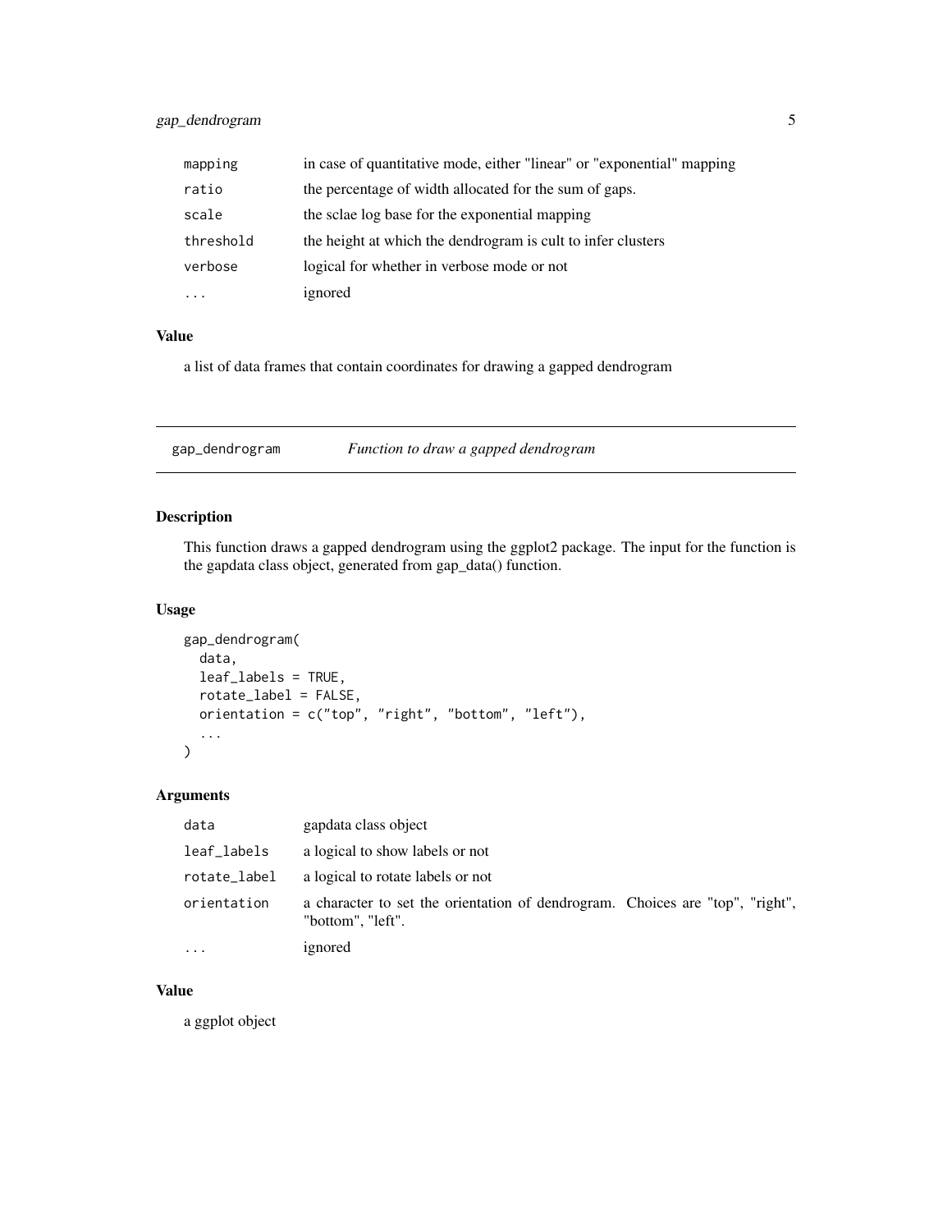| | |
|---|---|
| mapping | in case of quantitative mode, either "linear" or "exponential" mapping |
| ratio | the percentage of width allocated for the sum of gaps. |
| scale | the sclae log base for the exponential mapping |
| threshold | the height at which the dendrogram is cult to infer clusters |
| verbose | logical for whether in verbose mode or not |
| ... | ignored |

### Value

a list of data frames that contain coordinates for drawing a gapped dendrogram

---

## gap_dendrogram    *Function to draw a gapped dendrogram*

### Description

This function draws a gapped dendrogram using the ggplot2 package. The input for the function is the gapdata class object, generated from gap_data() function.

### Usage

```
gap_dendrogram(
  data,
  leaf_labels = TRUE,
  rotate_label = FALSE,
  orientation = c("top", "right", "bottom", "left"),
  ...
)
```

### Arguments

| | |
|---|---|
| data | gapdata class object |
| leaf_labels | a logical to show labels or not |
| rotate_label | a logical to rotate labels or not |
| orientation | a character to set the orientation of dendrogram. Choices are "top", "right", "bottom", "left". |
| ... | ignored |

### Value

a ggplot object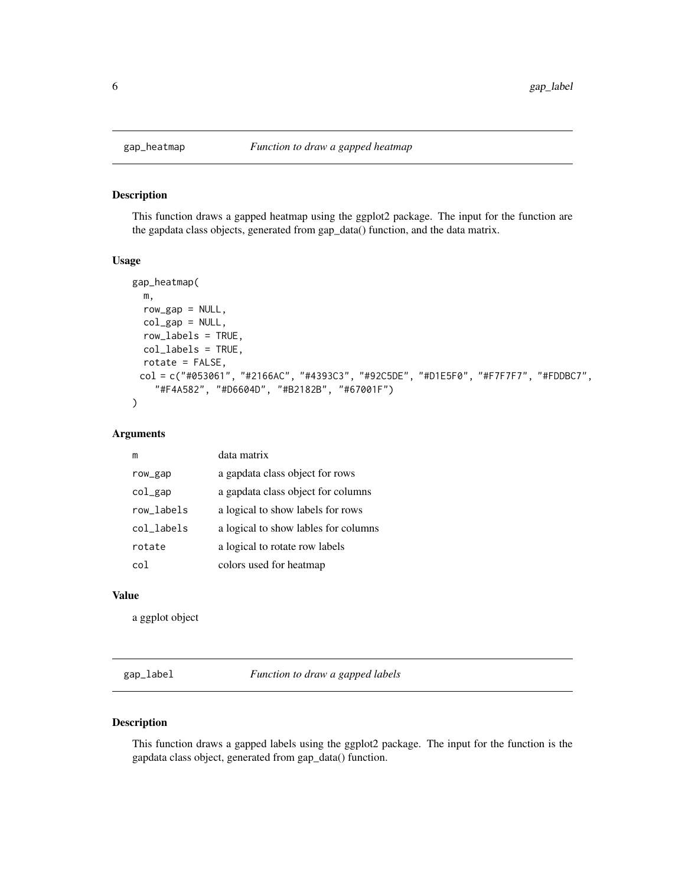## gap_heatmap *Function to draw a gapped heatmap*

### Description

This function draws a gapped heatmap using the ggplot2 package. The input for the function are the gapdata class objects, generated from gap_data() function, and the data matrix.

### Usage

```
gap_heatmap(
  m,
  row_gap = NULL,
  col_gap = NULL,
  row_labels = TRUE,
  col_labels = TRUE,
  rotate = FALSE,
 col = c("#053061", "#2166AC", "#4393C3", "#92C5DE", "#D1E5F0", "#F7F7F7", "#FDDBC7",
    "#F4A582", "#D6604D", "#B2182B", "#67001F")
)
```

### Arguments

| | |
|---|---|
| m | data matrix |
| row_gap | a gapdata class object for rows |
| col_gap | a gapdata class object for columns |
| row_labels | a logical to show labels for rows |
| col_labels | a logical to show lables for columns |
| rotate | a logical to rotate row labels |
| col | colors used for heatmap |

### Value

a ggplot object

## gap_label *Function to draw a gapped labels*

### Description

This function draws a gapped labels using the ggplot2 package. The input for the function is the gapdata class object, generated from gap_data() function.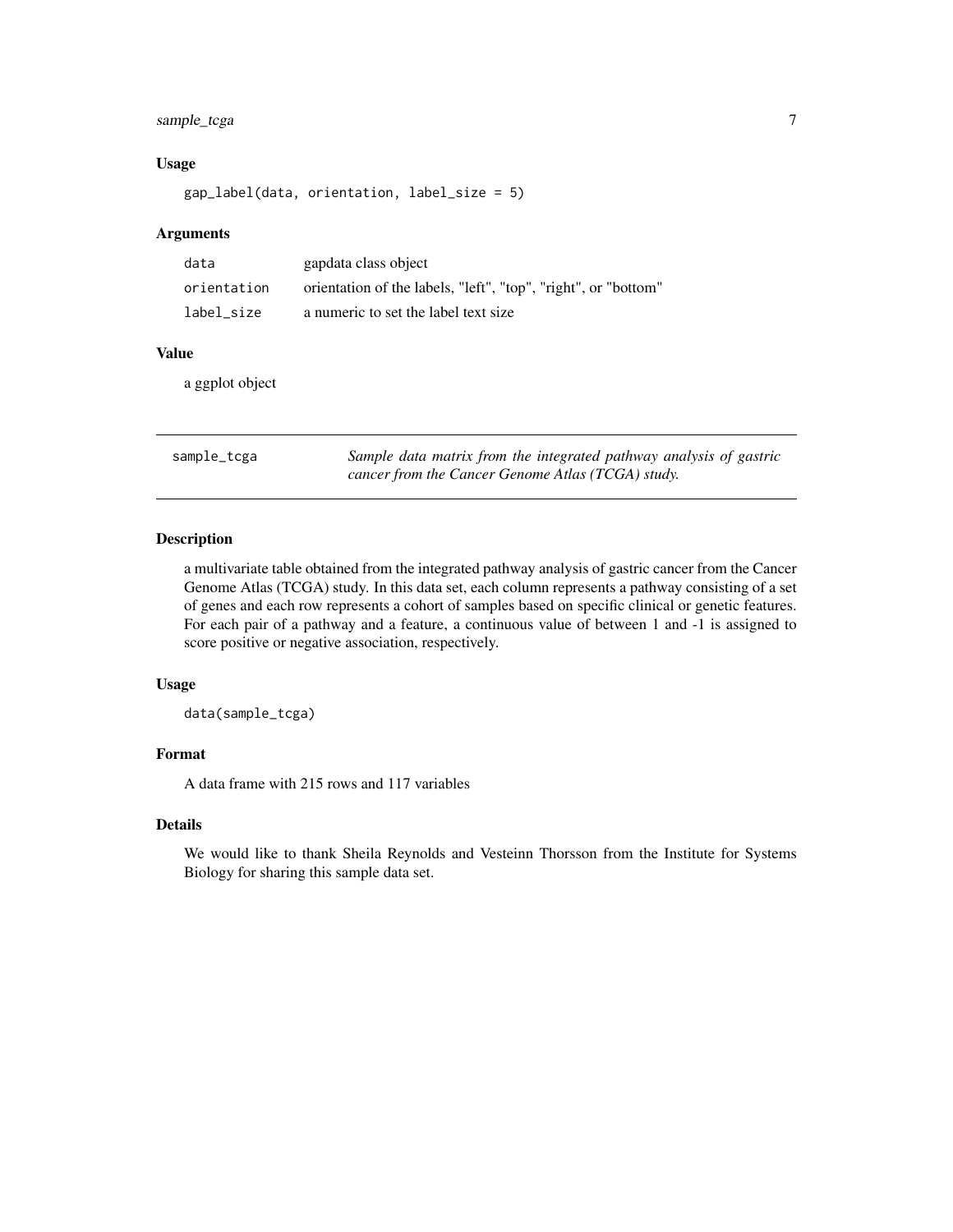### Usage

```
gap_label(data, orientation, label_size = 5)
```

### Arguments

| | |
|---|---|
| data | gapdata class object |
| orientation | orientation of the labels, "left", "top", "right", or "bottom" |
| label_size | a numeric to set the label text size |

### Value

a ggplot object

---

## sample_tcga

*Sample data matrix from the integrated pathway analysis of gastric cancer from the Cancer Genome Atlas (TCGA) study.*

---

### Description

a multivariate table obtained from the integrated pathway analysis of gastric cancer from the Cancer Genome Atlas (TCGA) study. In this data set, each column represents a pathway consisting of a set of genes and each row represents a cohort of samples based on specific clinical or genetic features. For each pair of a pathway and a feature, a continuous value of between 1 and -1 is assigned to score positive or negative association, respectively.

### Usage

```
data(sample_tcga)
```

### Format

A data frame with 215 rows and 117 variables

### Details

We would like to thank Sheila Reynolds and Vesteinn Thorsson from the Institute for Systems Biology for sharing this sample data set.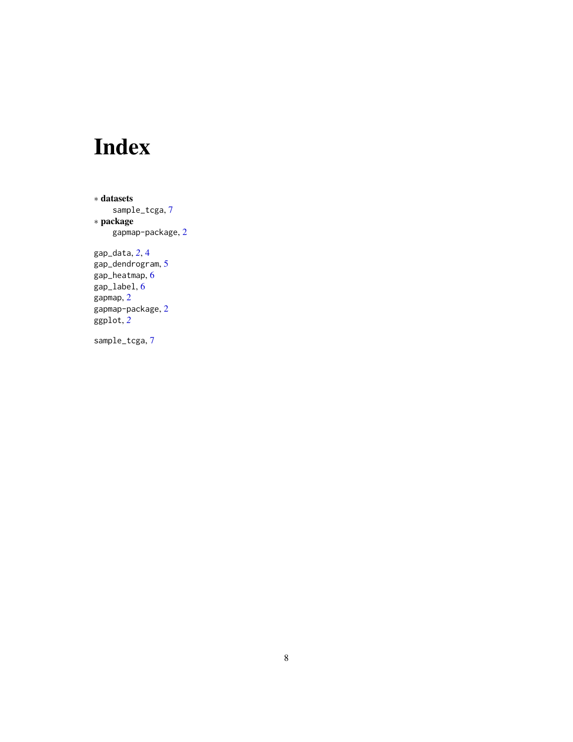# Index

∗ **datasets**
    sample_tcga, 7

∗ **package**
    gapmap-package, 2

gap_data, *2*, 4
gap_dendrogram, 5
gap_heatmap, 6
gap_label, 6
gapmap, 2
gapmap-package, 2
ggplot, *2*

sample_tcga, 7